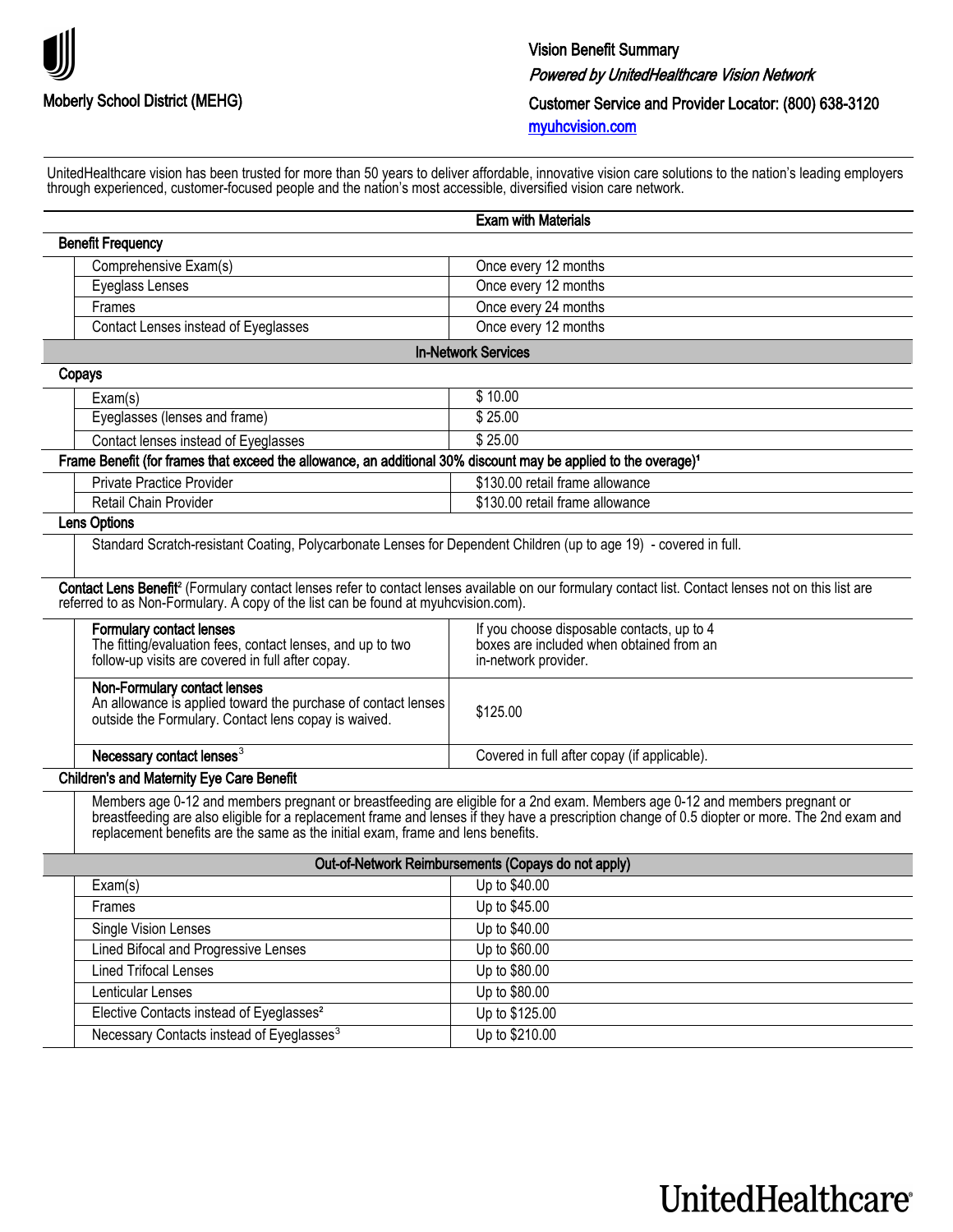Moberly School District (MEHG)

# Vision Benefit Summary

*Powered by UnitedHealthcare Vision Network*

**Customer Service and Provider Locator: (800) 638-3120**

myuhcvision.com

UnitedHealthcare vision has been trusted for more than 50 years to deliver affordable, innovative vision care solutions to the nation's leading employers through experienced, customer-focused people and the nation's most accessible, diversified vision care network.

| | Exam with Materials |
|---|---|
| **Benefit Frequency** | |
| Comprehensive Exam(s) | Once every 12 months |
| Eyeglass Lenses | Once every 12 months |
| Frames | Once every 24 months |
| Contact Lenses instead of Eyeglasses | Once every 12 months |
| **In-Network Services** | |
| **Copays** | |
| Exam(s) | $ 10.00 |
| Eyeglasses (lenses and frame) | $ 25.00 |
| Contact lenses instead of Eyeglasses | $ 25.00 |
| **Frame Benefit (for frames that exceed the allowance, an additional 30% discount may be applied to the overage)[1]** | |
| Private Practice Provider | $130.00 retail frame allowance |
| Retail Chain Provider | $130.00 retail frame allowance |
| **Lens Options** | |
| Standard Scratch-resistant Coating, Polycarbonate Lenses for Dependent Children (up to age 19) - covered in full. | |
| **Contact Lens Benefit[2]** (Formulary contact lenses refer to contact lenses available on our formulary contact list. Contact lenses not on this list are referred to as Non-Formulary. A copy of the list can be found at myuhcvision.com). | |
| **Formulary contact lenses** The fitting/evaluation fees, contact lenses, and up to two follow-up visits are covered in full after copay. | If you choose disposable contacts, up to 4 boxes are included when obtained from an in-network provider. |
| **Non-Formulary contact lenses** An allowance is applied toward the purchase of contact lenses outside the Formulary. Contact lens copay is waived. | $125.00 |
| **Necessary contact lenses[3]** | Covered in full after copay (if applicable). |
| **Children's and Maternity Eye Care Benefit** | |
| Members age 0-12 and members pregnant or breastfeeding are eligible for a 2nd exam. Members age 0-12 and members pregnant or breastfeeding are also eligible for a replacement frame and lenses if they have a prescription change of 0.5 diopter or more. The 2nd exam and replacement benefits are the same as the initial exam, frame and lens benefits. | |
| **Out-of-Network Reimbursements (Copays do not apply)** | |
| Exam(s) | Up to $40.00 |
| Frames | Up to $45.00 |
| Single Vision Lenses | Up to $40.00 |
| Lined Bifocal and Progressive Lenses | Up to $60.00 |
| Lined Trifocal Lenses | Up to $80.00 |
| Lenticular Lenses | Up to $80.00 |
| Elective Contacts instead of Eyeglasses[2] | Up to $125.00 |
| Necessary Contacts instead of Eyeglasses[3] | Up to $210.00 |

UnitedHealthcare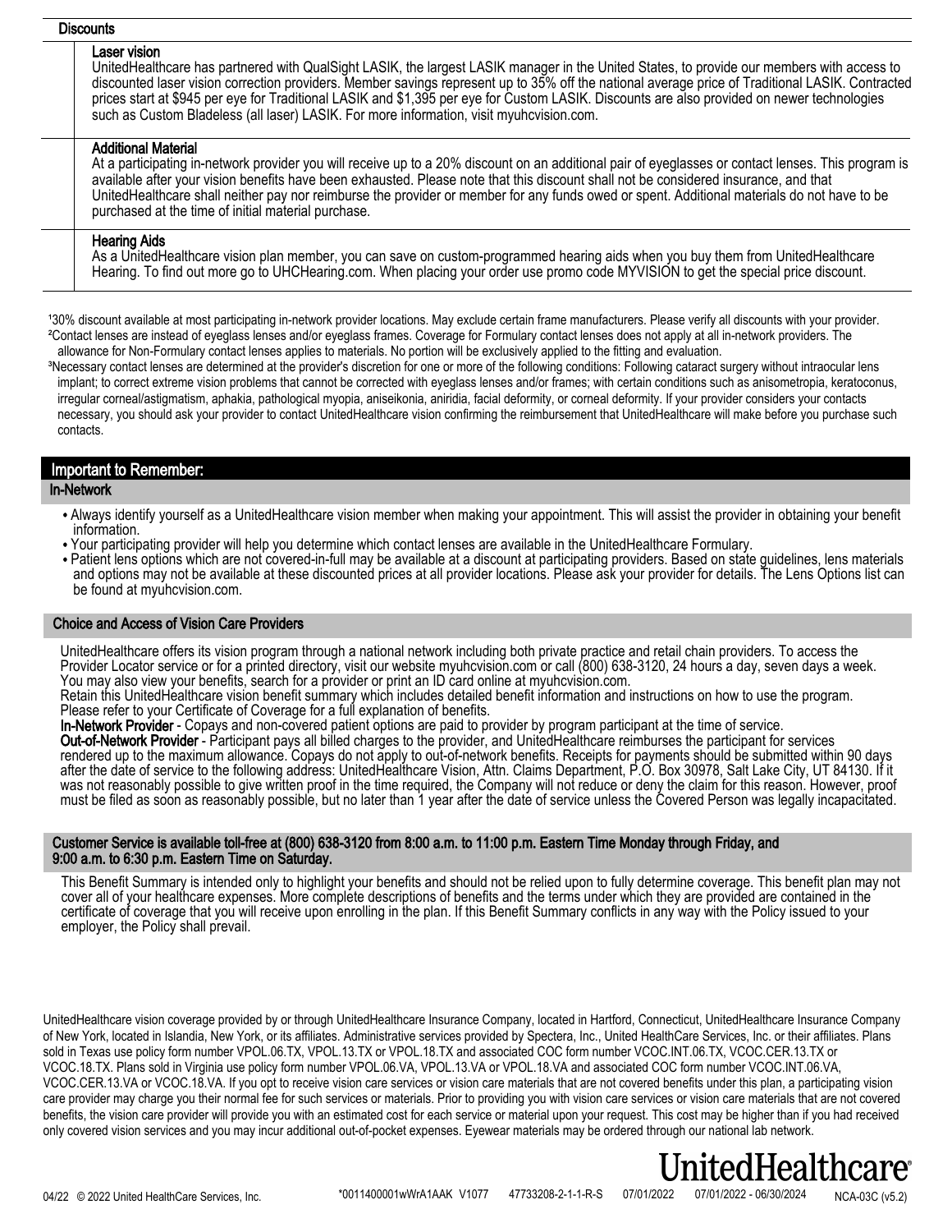| Discounts | |
|---|---|
| | **Laser vision**<br>UnitedHealthcare has partnered with QualSight LASIK, the largest LASIK manager in the United States, to provide our members with access to discounted laser vision correction providers. Member savings represent up to 35% off the national average price of Traditional LASIK. Contracted prices start at $945 per eye for Traditional LASIK and $1,395 per eye for Custom LASIK. Discounts are also provided on newer technologies such as Custom Bladeless (all laser) LASIK. For more information, visit myuhcvision.com. |
| | **Additional Material**<br>At a participating in-network provider you will receive up to a 20% discount on an additional pair of eyeglasses or contact lenses. This program is available after your vision benefits have been exhausted. Please note that this discount shall not be considered insurance, and that UnitedHealthcare shall neither pay nor reimburse the provider or member for any funds owed or spent. Additional materials do not have to be purchased at the time of initial material purchase. |
| | **Hearing Aids**<br>As a UnitedHealthcare vision plan member, you can save on custom-programmed hearing aids when you buy them from UnitedHealthcare Hearing. To find out more go to UHCHearing.com. When placing your order use promo code MYVISION to get the special price discount. |

[1]30% discount available at most participating in-network provider locations. May exclude certain frame manufacturers. Please verify all discounts with your provider.
[2]Contact lenses are instead of eyeglass lenses and/or eyeglass frames. Coverage for Formulary contact lenses does not apply at all in-network providers. The allowance for Non-Formulary contact lenses applies to materials. No portion will be exclusively applied to the fitting and evaluation.
[3]Necessary contact lenses are determined at the provider's discretion for one or more of the following conditions: Following cataract surgery without intraocular lens implant; to correct extreme vision problems that cannot be corrected with eyeglass lenses and/or frames; with certain conditions such as anisometropia, keratoconus, irregular corneal/astigmatism, aphakia, pathological myopia, aniseikonia, aniridia, facial deformity, or corneal deformity. If your provider considers your contacts necessary, you should ask your provider to contact UnitedHealthcare vision confirming the reimbursement that UnitedHealthcare will make before you purchase such contacts.

## Important to Remember:

### In-Network

- Always identify yourself as a UnitedHealthcare vision member when making your appointment. This will assist the provider in obtaining your benefit information.
- Your participating provider will help you determine which contact lenses are available in the UnitedHealthcare Formulary.
- Patient lens options which are not covered-in-full may be available at a discount at participating providers. Based on state guidelines, lens materials and options may not be available at these discounted prices at all provider locations. Please ask your provider for details. The Lens Options list can be found at myuhcvision.com.

### Choice and Access of Vision Care Providers

UnitedHealthcare offers its vision program through a national network including both private practice and retail chain providers. To access the Provider Locator service or for a printed directory, visit our website myuhcvision.com or call (800) 638-3120, 24 hours a day, seven days a week. You may also view your benefits, search for a provider or print an ID card online at myuhcvision.com.
Retain this UnitedHealthcare vision benefit summary which includes detailed benefit information and instructions on how to use the program. Please refer to your Certificate of Coverage for a full explanation of benefits.
**In-Network Provider** - Copays and non-covered patient options are paid to provider by program participant at the time of service.
**Out-of-Network Provider** - Participant pays all billed charges to the provider, and UnitedHealthcare reimburses the participant for services rendered up to the maximum allowance. Copays do not apply to out-of-network benefits. Receipts for payments should be submitted within 90 days after the date of service to the following address: UnitedHealthcare Vision, Attn. Claims Department, P.O. Box 30978, Salt Lake City, UT 84130. If it was not reasonably possible to give written proof in the time required, the Company will not reduce or deny the claim for this reason. However, proof must be filed as soon as reasonably possible, but no later than 1 year after the date of service unless the Covered Person was legally incapacitated.

### Customer Service is available toll-free at (800) 638-3120 from 8:00 a.m. to 11:00 p.m. Eastern Time Monday through Friday, and 9:00 a.m. to 6:30 p.m. Eastern Time on Saturday.

This Benefit Summary is intended only to highlight your benefits and should not be relied upon to fully determine coverage. This benefit plan may not cover all of your healthcare expenses. More complete descriptions of benefits and the terms under which they are provided are contained in the certificate of coverage that you will receive upon enrolling in the plan. If this Benefit Summary conflicts in any way with the Policy issued to your employer, the Policy shall prevail.

UnitedHealthcare vision coverage provided by or through UnitedHealthcare Insurance Company, located in Hartford, Connecticut, UnitedHealthcare Insurance Company of New York, located in Islandia, New York, or its affiliates. Administrative services provided by Spectera, Inc., United HealthCare Services, Inc. or their affiliates. Plans sold in Texas use policy form number VPOL.06.TX, VPOL.13.TX or VPOL.18.TX and associated COC form number VCOC.INT.06.TX, VCOC.CER.13.TX or VCOC.18.TX. Plans sold in Virginia use policy form number VPOL.06.VA, VPOL.13.VA or VPOL.18.VA and associated COC form number VCOC.INT.06.VA, VCOC.CER.13.VA or VCOC.18.VA. If you opt to receive vision care services or vision care materials that are not covered benefits under this plan, a participating vision care provider may charge you their normal fee for such services or materials. Prior to providing you with vision care services or vision care materials that are not covered benefits, the vision care provider will provide you with an estimated cost for each service or material upon your request. This cost may be higher than if you had received only covered vision services and you may incur additional out-of-pocket expenses. Eyewear materials may be ordered through our national lab network.

UnitedHealthcare®

04/22 © 2022 United HealthCare Services, Inc. *0011400001wWrA1AAK V1077 47733208-2-1-1-R-S 07/01/2022 07/01/2022 - 06/30/2024 NCA-03C (v5.2)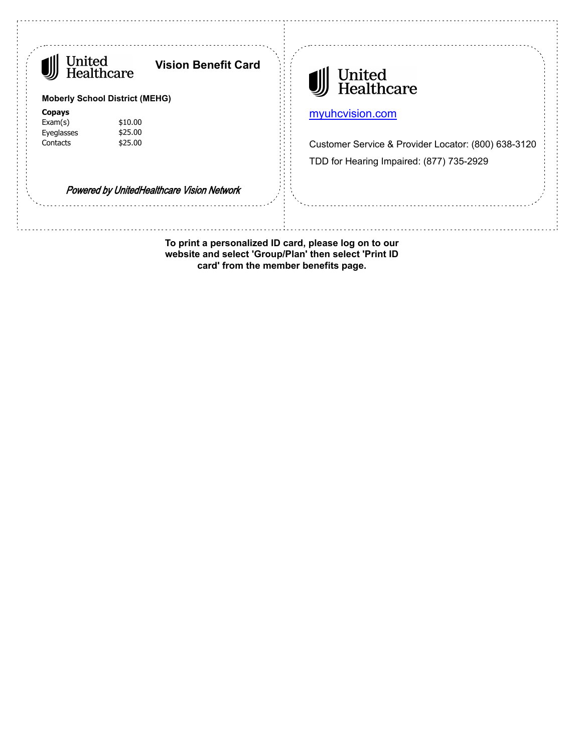United Healthcare

**Vision Benefit Card**

**Moberly School District (MEHG)**

**Copays**

| | |
|---|---|
| Exam(s) | $10.00 |
| Eyeglasses | $25.00 |
| Contacts | $25.00 |

*Powered by UnitedHealthcare Vision Network*

United Healthcare

myuhcvision.com

Customer Service & Provider Locator: (800) 638-3120

TDD for Hearing Impaired: (877) 735-2929

**To print a personalized ID card, please log on to our website and select 'Group/Plan' then select 'Print ID card' from the member benefits page.**